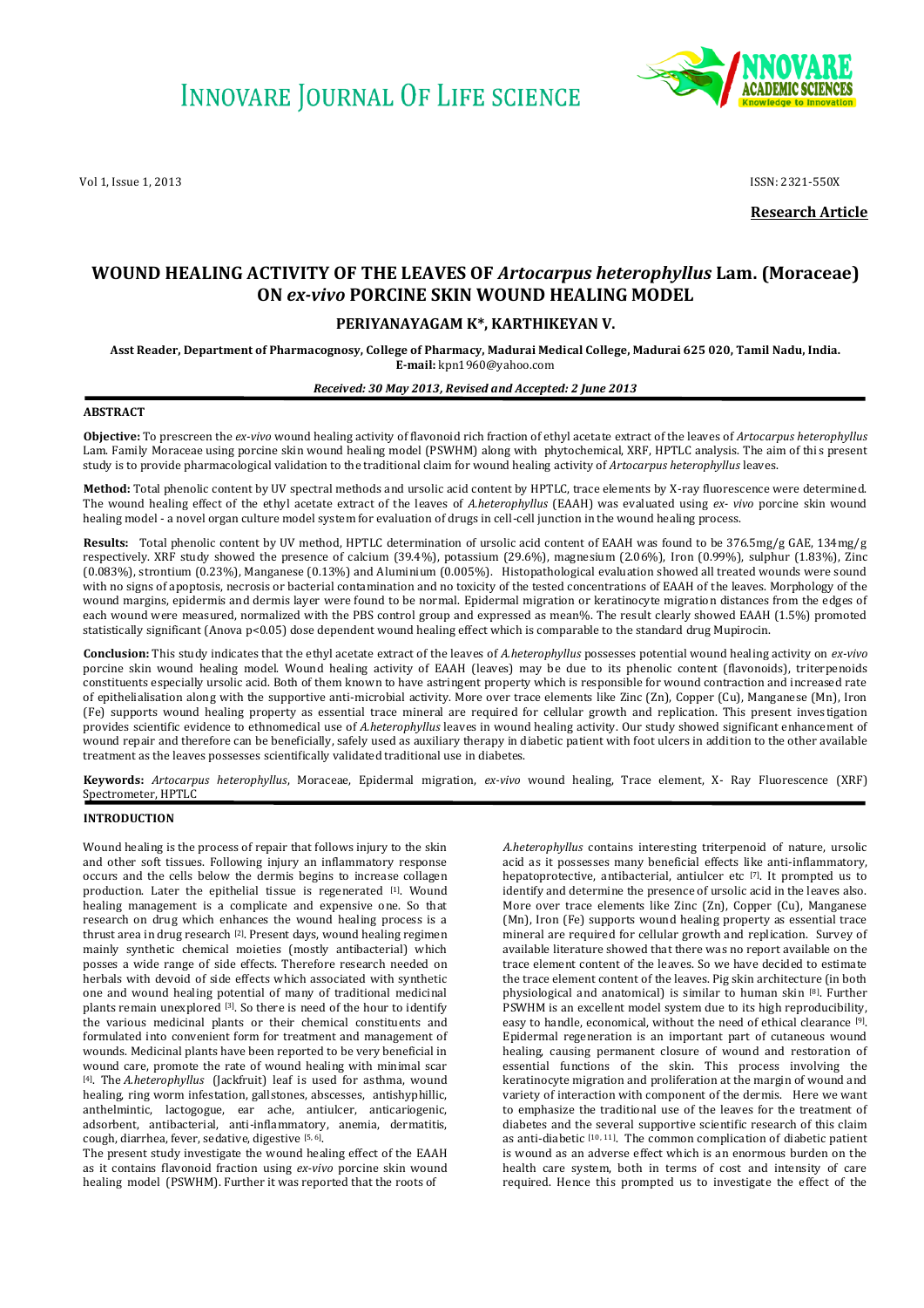**Research Article**

# WOUND HEALING ACTIVITY OF THE LEAVES OF *Artocarpus heterophyllus* Lam. (Moraceae) ON *ex-vivo* PORCINE SKIN WOUND HEALING MODEL

**PERIYANAYAGAM K*, KARTHIKEYAN V.**

**Asst Reader, Department of Pharmacognosy, College of Pharmacy, Madurai Medical College, Madurai 625 020, Tamil Nadu, India.**
**E-mail:** kpn1960@yahoo.com

***Received: 30 May 2013, Revised and Accepted: 2 June 2013***

## ABSTRACT

**Objective:** To prescreen the *ex-vivo* wound healing activity of flavonoid rich fraction of ethyl acetate extract of the leaves of *Artocarpus heterophyllus* Lam. Family Moraceae using porcine skin wound healing model (PSWHM) along with phytochemical, XRF, HPTLC analysis. The aim of this present study is to provide pharmacological validation to the traditional claim for wound healing activity of *Artocarpus heterophyllus* leaves.

**Method:** Total phenolic content by UV spectral methods and ursolic acid content by HPTLC, trace elements by X-ray fluorescence were determined. The wound healing effect of the ethyl acetate extract of the leaves of *A.heterophyllus* (EAAH) was evaluated using *ex- vivo* porcine skin wound healing model - a novel organ culture model system for evaluation of drugs in cell-cell junction in the wound healing process.

**Results:** Total phenolic content by UV method, HPTLC determination of ursolic acid content of EAAH was found to be 376.5mg/g GAE, 134mg/g respectively. XRF study showed the presence of calcium (39.4%), potassium (29.6%), magnesium (2.06%), Iron (0.99%), sulphur (1.83%), Zinc (0.083%), strontium (0.23%), Manganese (0.13%) and Aluminium (0.005%). Histopathological evaluation showed all treated wounds were sound with no signs of apoptosis, necrosis or bacterial contamination and no toxicity of the tested concentrations of EAAH of the leaves. Morphology of the wound margins, epidermis and dermis layer were found to be normal. Epidermal migration or keratinocyte migration distances from the edges of each wound were measured, normalized with the PBS control group and expressed as mean%. The result clearly showed EAAH (1.5%) promoted statistically significant (Anova $p<0.05$) dose dependent wound healing effect which is comparable to the standard drug Mupirocin.

**Conclusion:** This study indicates that the ethyl acetate extract of the leaves of *A.heterophyllus* possesses potential wound healing activity on *ex-vivo* porcine skin wound healing model. Wound healing activity of EAAH (leaves) may be due to its phenolic content (flavonoids), triterpenoids constituents especially ursolic acid. Both of them known to have astringent property which is responsible for wound contraction and increased rate of epithelialisation along with the supportive anti-microbial activity. More over trace elements like Zinc (Zn), Copper (Cu), Manganese (Mn), Iron (Fe) supports wound healing property as essential trace mineral are required for cellular growth and replication. This present investigation provides scientific evidence to ethnomedical use of *A.heterophyllus* leaves in wound healing activity. Our study showed significant enhancement of wound repair and therefore can be beneficially, safely used as auxiliary therapy in diabetic patient with foot ulcers in addition to the other available treatment as the leaves possesses scientifically validated traditional use in diabetes.

**Keywords:** *Artocarpus heterophyllus*, Moraceae, Epidermal migration, *ex-vivo* wound healing, Trace element, X- Ray Fluorescence (XRF) Spectrometer, HPTLC

## INTRODUCTION

Wound healing is the process of repair that follows injury to the skin and other soft tissues. Following injury an inflammatory response occurs and the cells below the dermis begins to increase collagen production. Later the epithelial tissue is regenerated [1]. Wound healing management is a complicate and expensive one. So that research on drug which enhances the wound healing process is a thrust area in drug research [2]. Present days, wound healing regimen mainly synthetic chemical moieties (mostly antibacterial) which posses a wide range of side effects. Therefore research needed on herbals with devoid of side effects which associated with synthetic one and wound healing potential of many of traditional medicinal plants remain unexplored [3]. So there is need of the hour to identify the various medicinal plants or their chemical constituents and formulated into convenient form for treatment and management of wounds. Medicinal plants have been reported to be very beneficial in wound care, promote the rate of wound healing with minimal scar [4]. The *A.heterophyllus* (Jackfruit) leaf is used for asthma, wound healing, ring worm infestation, gallstones, abscesses, antishyphillic, anthelmintic, lactogogue, ear ache, antiulcer, anticariogenic, adsorbent, antibacterial, anti-inflammatory, anemia, dermatitis, cough, diarrhea, fever, sedative, digestive [5, 6].

The present study investigate the wound healing effect of the EAAH as it contains flavonoid fraction using *ex-vivo* porcine skin wound healing model (PSWHM). Further it was reported that the roots of *A.heterophyllus* contains interesting triterpenoid of nature, ursolic acid as it possesses many beneficial effects like anti-inflammatory, hepatoprotective, antibacterial, antiulcer etc [7]. It prompted us to identify and determine the presence of ursolic acid in the leaves also. More over trace elements like Zinc (Zn), Copper (Cu), Manganese (Mn), Iron (Fe) supports wound healing property as essential trace mineral are required for cellular growth and replication. Survey of available literature showed that there was no report available on the trace element content of the leaves. So we have decided to estimate the trace element content of the leaves. Pig skin architecture (in both physiological and anatomical) is similar to human skin [8]. Further PSWHM is an excellent model system due to its high reproducibility, easy to handle, economical, without the need of ethical clearance [9]. Epidermal regeneration is an important part of cutaneous wound healing, causing permanent closure of wound and restoration of essential functions of the skin. This process involving the keratinocyte migration and proliferation at the margin of wound and variety of interaction with component of the dermis. Here we want to emphasize the traditional use of the leaves for the treatment of diabetes and the several supportive scientific research of this claim as anti-diabetic [10, 11]. The common complication of diabetic patient is wound as an adverse effect which is an enormous burden on the health care system, both in terms of cost and intensity of care required. Hence this prompted us to investigate the effect of the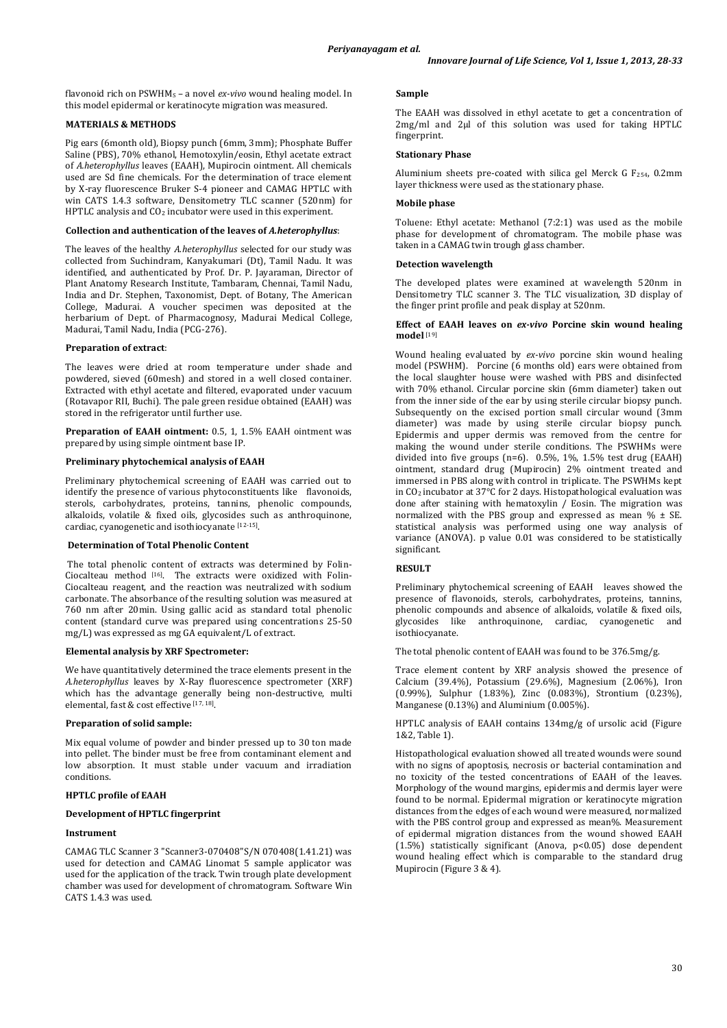flavonoid rich on PSWHM$_5$ – a novel *ex-vivo* wound healing model. In this model epidermal or keratinocyte migration was measured.

## MATERIALS & METHODS

Pig ears (6month old), Biopsy punch (6mm, 3mm); Phosphate Buffer Saline (PBS), 70% ethanol, Hemotoxylin/eosin, Ethyl acetate extract of *A.heterophyllus* leaves (EAAH), Mupirocin ointment. All chemicals used are Sd fine chemicals. For the determination of trace element by X-ray fluorescence Bruker S-4 pioneer and CAMAG HPTLC with win CATS 1.4.3 software, Densitometry TLC scanner (520nm) for HPTLC analysis and $CO_2$ incubator were used in this experiment.

### Collection and authentication of the leaves of *A.heterophyllus*:

The leaves of the healthy *A.heterophyllus* selected for our study was collected from Suchindram, Kanyakumari (Dt), Tamil Nadu. It was identified, and authenticated by Prof. Dr. P. Jayaraman, Director of Plant Anatomy Research Institute, Tambaram, Chennai, Tamil Nadu, India and Dr. Stephen, Taxonomist, Dept. of Botany, The American College, Madurai. A voucher specimen was deposited at the herbarium of Dept. of Pharmacognosy, Madurai Medical College, Madurai, Tamil Nadu, India (PCG-276).

### Preparation of extract:

The leaves were dried at room temperature under shade and powdered, sieved (60mesh) and stored in a well closed container. Extracted with ethyl acetate and filtered, evaporated under vacuum (Rotavapor RII, Buchi). The pale green residue obtained (EAAH) was stored in the refrigerator until further use.

**Preparation of EAAH ointment:** 0.5, 1, 1.5% EAAH ointment was prepared by using simple ointment base IP.

### Preliminary phytochemical analysis of EAAH

Preliminary phytochemical screening of EAAH was carried out to identify the presence of various phytoconstituents like flavonoids, sterols, carbohydrates, proteins, tannins, phenolic compounds, alkaloids, volatile & fixed oils, glycosides such as anthroquinone, cardiac, cyanogenetic and isothiocyanate [12-15].

### Determination of Total Phenolic Content

The total phenolic content of extracts was determined by Folin-Ciocalteau method [16]. The extracts were oxidized with Folin-Ciocalteau reagent, and the reaction was neutralized with sodium carbonate. The absorbance of the resulting solution was measured at 760 nm after 20min. Using gallic acid as standard total phenolic content (standard curve was prepared using concentrations 25-50 mg/L) was expressed as mg GA equivalent/L of extract.

### Elemental analysis by XRF Spectrometer:

We have quantitatively determined the trace elements present in the *A.heterophyllus* leaves by X-Ray fluorescence spectrometer (XRF) which has the advantage generally being non-destructive, multi elemental, fast & cost effective [17, 18].

### Preparation of solid sample:

Mix equal volume of powder and binder pressed up to 30 ton made into pellet. The binder must be free from contaminant element and low absorption. It must stable under vacuum and irradiation conditions.

### HPTLC profile of EAAH

### Development of HPTLC fingerprint

#### Instrument

CAMAG TLC Scanner 3 "Scanner3-070408"S/N 070408(1.41.21) was used for detection and CAMAG Linomat 5 sample applicator was used for the application of the track. Twin trough plate development chamber was used for development of chromatogram. Software Win CATS 1.4.3 was used.

#### Sample

The EAAH was dissolved in ethyl acetate to get a concentration of 2mg/ml and 2µl of this solution was used for taking HPTLC fingerprint.

#### Stationary Phase

Aluminium sheets pre-coated with silica gel Merck G $F_{254}$, 0.2mm layer thickness were used as the stationary phase.

#### Mobile phase

Toluene: Ethyl acetate: Methanol (7:2:1) was used as the mobile phase for development of chromatogram. The mobile phase was taken in a CAMAG twin trough glass chamber.

#### Detection wavelength

The developed plates were examined at wavelength 520nm in Densitometry TLC scanner 3. The TLC visualization, 3D display of the finger print profile and peak display at 520nm.

### Effect of EAAH leaves on *ex-vivo* Porcine skin wound healing model [19]

Wound healing evaluated by *ex-vivo* porcine skin wound healing model (PSWHM). Porcine (6 months old) ears were obtained from the local slaughter house were washed with PBS and disinfected with 70% ethanol. Circular porcine skin (6mm diameter) taken out from the inner side of the ear by using sterile circular biopsy punch. Subsequently on the excised portion small circular wound (3mm diameter) was made by using sterile circular biopsy punch. Epidermis and upper dermis was removed from the centre for making the wound under sterile conditions. The PSWHMs were divided into five groups (n=6). 0.5%, 1%, 1.5% test drug (EAAH) ointment, standard drug (Mupirocin) 2% ointment treated and immersed in PBS along with control in triplicate. The PSWHMs kept in $CO_2$ incubator at 37°C for 2 days. Histopathological evaluation was done after staining with hematoxylin / Eosin. The migration was normalized with the PBS group and expressed as mean % ± SE. statistical analysis was performed using one way analysis of variance (ANOVA). p value 0.01 was considered to be statistically significant.

## RESULT

Preliminary phytochemical screening of EAAH leaves showed the presence of flavonoids, sterols, carbohydrates, proteins, tannins, phenolic compounds and absence of alkaloids, volatile & fixed oils, glycosides like anthroquinone, cardiac, cyanogenetic and isothiocyanate.

The total phenolic content of EAAH was found to be 376.5mg/g.

Trace element content by XRF analysis showed the presence of Calcium (39.4%), Potassium (29.6%), Magnesium (2.06%), Iron (0.99%), Sulphur (1.83%), Zinc (0.083%), Strontium (0.23%), Manganese (0.13%) and Aluminium (0.005%).

HPTLC analysis of EAAH contains 134mg/g of ursolic acid (Figure 1&2, Table 1).

Histopathological evaluation showed all treated wounds were sound with no signs of apoptosis, necrosis or bacterial contamination and no toxicity of the tested concentrations of EAAH of the leaves. Morphology of the wound margins, epidermis and dermis layer were found to be normal. Epidermal migration or keratinocyte migration distances from the edges of each wound were measured, normalized with the PBS control group and expressed as mean%. Measurement of epidermal migration distances from the wound showed EAAH (1.5%) statistically significant (Anova, $p<0.05$) dose dependent wound healing effect which is comparable to the standard drug Mupirocin (Figure 3 & 4).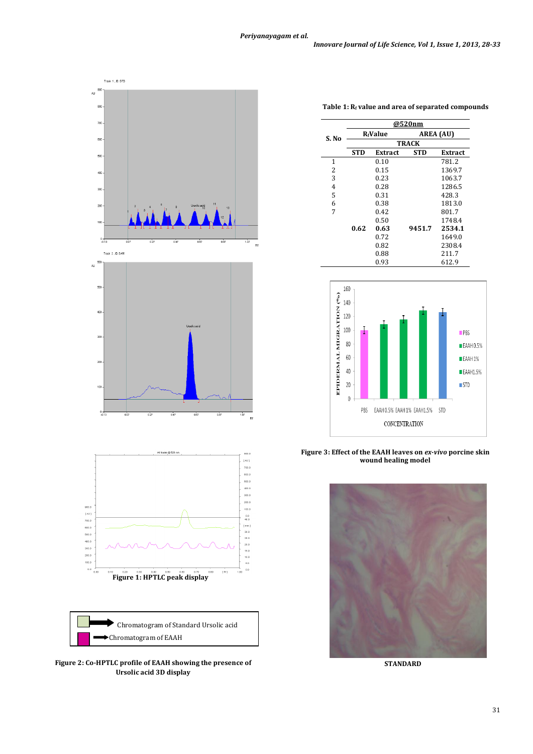**Table 1: $R_f$ value and area of separated compounds**

| S. No | @520nm | | | |
|---|---|---|---|---|
| | $R_f$ Value | | AREA (AU) | |
| | TRACK | | | |
| | STD | Extract | STD | Extract |
| 1 | | 0.10 | | 781.2 |
| 2 | | 0.15 | | 1369.7 |
| 3 | | 0.23 | | 1063.7 |
| 4 | | 0.28 | | 1286.5 |
| 5 | | 0.31 | | 428.3 |
| 6 | | 0.38 | | 1813.0 |
| 7 | | 0.42 | | 801.7 |
| | | 0.50 | | 1748.4 |
| | **0.62** | **0.63** | **9451.7** | **2534.1** |
| | | 0.72 | | 1649.0 |
| | | 0.82 | | 2308.4 |
| | | 0.88 | | 211.7 |
| | | 0.93 | | 612.9 |

**Figure 1: HPTLC peak display**

Chromatogram of Standard Ursolic acid

Chromatogram of EAAH

**Figure 2: Co-HPTLC profile of EAAH showing the presence of Ursolic acid 3D display**

**Figure 3: Effect of the EAAH leaves on *ex-vivo* porcine skin wound healing model**

**STANDARD**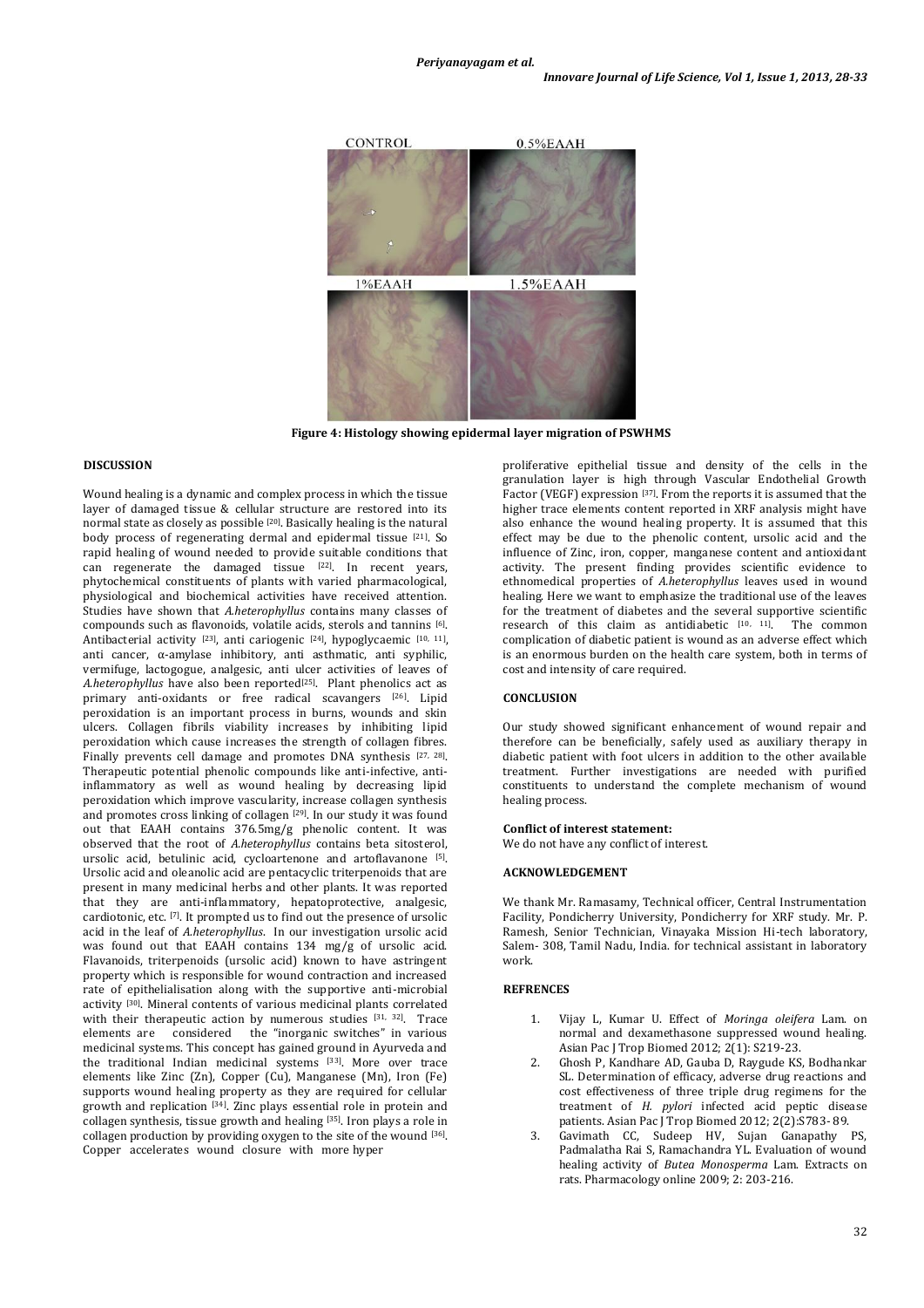Figure 4: Histology showing epidermal layer migration of PSWHMS

**DISCUSSION**

Wound healing is a dynamic and complex process in which the tissue layer of damaged tissue & cellular structure are restored into its normal state as closely as possible [20]. Basically healing is the natural body process of regenerating dermal and epidermal tissue [21]. So rapid healing of wound needed to provide suitable conditions that can regenerate the damaged tissue [22]. In recent years, phytochemical constituents of plants with varied pharmacological, physiological and biochemical activities have received attention. Studies have shown that *A.heterophyllus* contains many classes of compounds such as flavonoids, volatile acids, sterols and tannins [6]. Antibacterial activity [23], anti cariogenic [24], hypoglycaemic [10, 11], anti cancer, α-amylase inhibitory, anti asthmatic, anti syphilic, vermifuge, lactogogue, analgesic, anti ulcer activities of leaves of *A.heterophyllus* have also been reported[25]. Plant phenolics act as primary anti-oxidants or free radical scavangers [26]. Lipid peroxidation is an important process in burns, wounds and skin ulcers. Collagen fibrils viability increases by inhibiting lipid peroxidation which cause increases the strength of collagen fibres. Finally prevents cell damage and promotes DNA synthesis [27, 28]. Therapeutic potential phenolic compounds like anti-infective, anti-inflammatory as well as wound healing by decreasing lipid peroxidation which improve vascularity, increase collagen synthesis and promotes cross linking of collagen [29]. In our study it was found out that EAAH contains 376.5mg/g phenolic content. It was observed that the root of *A.heterophyllus* contains beta sitosterol, ursolic acid, betulinic acid, cycloartenone and artoflavanone [5]. Ursolic acid and oleanolic acid are pentacyclic triterpenoids that are present in many medicinal herbs and other plants. It was reported that they are anti-inflammatory, hepatoprotective, analgesic, cardiotonic, etc. [7]. It prompted us to find out the presence of ursolic acid in the leaf of *A.heterophyllus*. In our investigation ursolic acid was found out that EAAH contains 134 mg/g of ursolic acid. Flavanoids, triterpenoids (ursolic acid) known to have astringent property which is responsible for wound contraction and increased rate of epithelialisation along with the supportive anti-microbial activity [30]. Mineral contents of various medicinal plants correlated with their therapeutic action by numerous studies [31, 32]. Trace elements are considered the "inorganic switches" in various medicinal systems. This concept has gained ground in Ayurveda and the traditional Indian medicinal systems [33]. More over trace elements like Zinc (Zn), Copper (Cu), Manganese (Mn), Iron (Fe) supports wound healing property as they are required for cellular growth and replication [34]. Zinc plays essential role in protein and collagen synthesis, tissue growth and healing [35]. Iron plays a role in collagen production by providing oxygen to the site of the wound [36]. Copper accelerates wound closure with more hyper proliferative epithelial tissue and density of the cells in the granulation layer is high through Vascular Endothelial Growth Factor (VEGF) expression [37]. From the reports it is assumed that the higher trace elements content reported in XRF analysis might have also enhance the wound healing property. It is assumed that this effect may be due to the phenolic content, ursolic acid and the influence of Zinc, iron, copper, manganese content and antioxidant activity. The present finding provides scientific evidence to ethnomedical properties of *A.heterophyllus* leaves used in wound healing. Here we want to emphasize the traditional use of the leaves for the treatment of diabetes and the several supportive scientific research of this claim as antidiabetic [10, 11]. The common complication of diabetic patient is wound as an adverse effect which is an enormous burden on the health care system, both in terms of cost and intensity of care required.

**CONCLUSION**

Our study showed significant enhancement of wound repair and therefore can be beneficially, safely used as auxiliary therapy in diabetic patient with foot ulcers in addition to the other available treatment. Further investigations are needed with purified constituents to understand the complete mechanism of wound healing process.

**Conflict of interest statement:**

We do not have any conflict of interest.

**ACKNOWLEDGEMENT**

We thank Mr. Ramasamy, Technical officer, Central Instrumentation Facility, Pondicherry University, Pondicherry for XRF study. Mr. P. Ramesh, Senior Technician, Vinayaka Mission Hi-tech laboratory, Salem- 308, Tamil Nadu, India. for technical assistant in laboratory work.

**REFRENCES**

1. Vijay L, Kumar U. Effect of *Moringa oleifera* Lam. on normal and dexamethasone suppressed wound healing. Asian Pac J Trop Biomed 2012; 2(1): S219-23.
2. Ghosh P, Kandhare AD, Gauba D, Raygude KS, Bodhankar SL. Determination of efficacy, adverse drug reactions and cost effectiveness of three triple drug regimens for the treatment of *H. pylori* infected acid peptic disease patients. Asian Pac J Trop Biomed 2012; 2(2):S783- 89.
3. Gavimath CC, Sudeep HV, Sujan Ganapathy PS, Padmalatha Rai S, Ramachandra YL. Evaluation of wound healing activity of *Butea Monosperma* Lam. Extracts on rats. Pharmacology online 2009; 2: 203-216.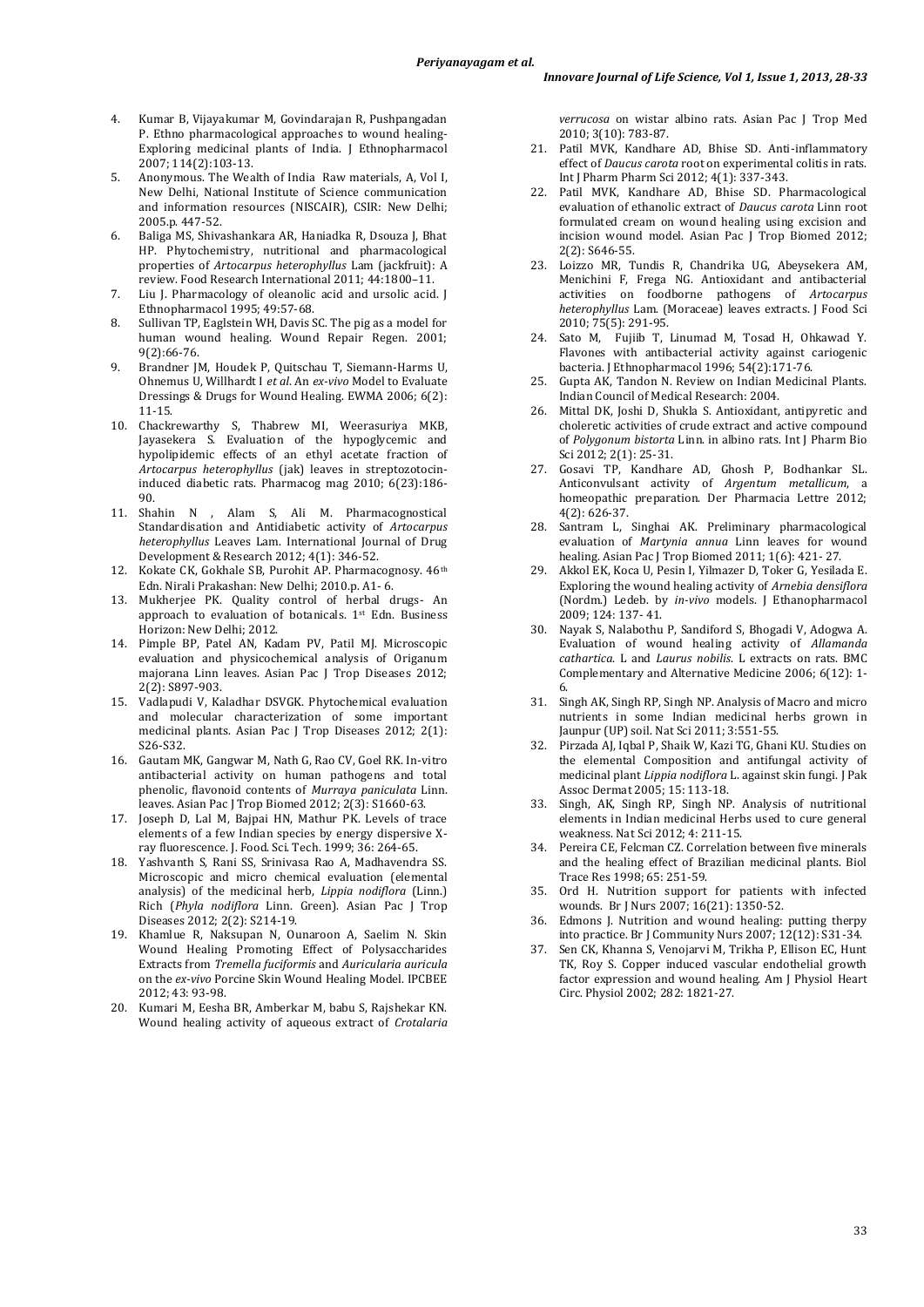4. Kumar B, Vijayakumar M, Govindarajan R, Pushpangadan P. Ethno pharmacological approaches to wound healing- Exploring medicinal plants of India. J Ethnopharmacol 2007; 114(2):103-13.
5. Anonymous. The Wealth of India Raw materials, A, Vol I, New Delhi, National Institute of Science communication and information resources (NISCAIR), CSIR: New Delhi; 2005.p. 447-52.
6. Baliga MS, Shivashankara AR, Haniadka R, Dsouza J, Bhat HP. Phytochemistry, nutritional and pharmacological properties of *Artocarpus heterophyllus* Lam (jackfruit): A review. Food Research International 2011; 44:1800–11.
7. Liu J. Pharmacology of oleanolic acid and ursolic acid. J Ethnopharmacol 1995; 49:57-68.
8. Sullivan TP, Eaglstein WH, Davis SC. The pig as a model for human wound healing. Wound Repair Regen. 2001; 9(2):66-76.
9. Brandner JM, Houdek P, Quitschau T, Siemann-Harms U, Ohnemus U, Willhardt I *et al*. An *ex-vivo* Model to Evaluate Dressings & Drugs for Wound Healing. EWMA 2006; 6(2): 11-15.
10. Chackrewarthy S, Thabrew MI, Weerasuriya MKB, Jayasekera S. Evaluation of the hypoglycemic and hypolipidemic effects of an ethyl acetate fraction of *Artocarpus heterophyllus* (jak) leaves in streptozotocin-induced diabetic rats. Pharmacog mag 2010; 6(23):186-90.
11. Shahin N , Alam S, Ali M. Pharmacognostical Standardisation and Antidiabetic activity of *Artocarpus heterophyllus* Leaves Lam. International Journal of Drug Development & Research 2012; 4(1): 346-52.
12. Kokate CK, Gokhale SB, Purohit AP. Pharmacognosy. 46th Edn. Nirali Prakashan: New Delhi; 2010.p. A1- 6.
13. Mukherjee PK. Quality control of herbal drugs- An approach to evaluation of botanicals. 1st Edn. Business Horizon: New Delhi; 2012.
14. Pimple BP, Patel AN, Kadam PV, Patil MJ. Microscopic evaluation and physicochemical analysis of Origanum majorana Linn leaves. Asian Pac J Trop Diseases 2012; 2(2): S897-903.
15. Vadlapudi V, Kaladhar DSVGK. Phytochemical evaluation and molecular characterization of some important medicinal plants. Asian Pac J Trop Diseases 2012; 2(1): S26-S32.
16. Gautam MK, Gangwar M, Nath G, Rao CV, Goel RK. In-vitro antibacterial activity on human pathogens and total phenolic, flavonoid contents of *Murraya paniculata* Linn. leaves. Asian Pac J Trop Biomed 2012; 2(3): S1660-63.
17. Joseph D, Lal M, Bajpai HN, Mathur PK. Levels of trace elements of a few Indian species by energy dispersive X-ray fluorescence. J. Food. Sci. Tech. 1999; 36: 264-65.
18. Yashvanth S, Rani SS, Srinivasa Rao A, Madhavendra SS. Microscopic and micro chemical evaluation (elemental analysis) of the medicinal herb, *Lippia nodiflora* (Linn.) Rich (*Phyla nodiflora* Linn. Green). Asian Pac J Trop Diseases 2012; 2(2): S214-19.
19. Khamlue R, Naksupan N, Ounaroon A, Saelim N. Skin Wound Healing Promoting Effect of Polysaccharides Extracts from *Tremella fuciformis* and *Auricularia auricula* on the *ex-vivo* Porcine Skin Wound Healing Model. IPCBEE 2012; 43: 93-98.
20. Kumari M, Eesha BR, Amberkar M, babu S, Rajshekar KN. Wound healing activity of aqueous extract of *Crotalaria verrucosa* on wistar albino rats. Asian Pac J Trop Med 2010; 3(10): 783-87.
21. Patil MVK, Kandhare AD, Bhise SD. Anti-inflammatory effect of *Daucus carota* root on experimental colitis in rats. Int J Pharm Pharm Sci 2012; 4(1): 337-343.
22. Patil MVK, Kandhare AD, Bhise SD. Pharmacological evaluation of ethanolic extract of *Daucus carota* Linn root formulated cream on wound healing using excision and incision wound model. Asian Pac J Trop Biomed 2012; 2(2): S646-55.
23. Loizzo MR, Tundis R, Chandrika UG, Abeysekera AM, Menichini F, Frega NG. Antioxidant and antibacterial activities on foodborne pathogens of *Artocarpus heterophyllus* Lam. (Moraceae) leaves extracts. J Food Sci 2010; 75(5): 291-95.
24. Sato M, Fujiib T, Linumad M, Tosad H, Ohkawad Y. Flavones with antibacterial activity against cariogenic bacteria. J Ethnopharmacol 1996; 54(2):171-76.
25. Gupta AK, Tandon N. Review on Indian Medicinal Plants. Indian Council of Medical Research: 2004.
26. Mittal DK, Joshi D, Shukla S. Antioxidant, antipyretic and choleretic activities of crude extract and active compound of *Polygonum bistorta* Linn. in albino rats. Int J Pharm Bio Sci 2012; 2(1): 25-31.
27. Gosavi TP, Kandhare AD, Ghosh P, Bodhankar SL. Anticonvulsant activity of *Argentum metallicum*, a homeopathic preparation. Der Pharmacia Lettre 2012; 4(2): 626-37.
28. Santram L, Singhai AK. Preliminary pharmacological evaluation of *Martynia annua* Linn leaves for wound healing. Asian Pac J Trop Biomed 2011; 1(6): 421- 27.
29. Akkol EK, Koca U, Pesin I, Yilmazer D, Toker G, Yesilada E. Exploring the wound healing activity of *Arnebia densiflora* (Nordm.) Ledeb. by *in-vivo* models. J Ethanopharmacol 2009; 124: 137- 41.
30. Nayak S, Nalabothu P, Sandiford S, Bhogadi V, Adogwa A. Evaluation of wound healing activity of *Allamanda cathartica*. L and *Laurus nobilis*. L extracts on rats. BMC Complementary and Alternative Medicine 2006; 6(12): 1-6.
31. Singh AK, Singh RP, Singh NP. Analysis of Macro and micro nutrients in some Indian medicinal herbs grown in Jaunpur (UP) soil. Nat Sci 2011; 3:551-55.
32. Pirzada AJ, Iqbal P, Shaik W, Kazi TG, Ghani KU. Studies on the elemental Composition and antifungal activity of medicinal plant *Lippia nodiflora* L. against skin fungi. J Pak Assoc Dermat 2005; 15: 113-18.
33. Singh, AK, Singh RP, Singh NP. Analysis of nutritional elements in Indian medicinal Herbs used to cure general weakness. Nat Sci 2012; 4: 211-15.
34. Pereira CE, Felcman CZ. Correlation between five minerals and the healing effect of Brazilian medicinal plants. Biol Trace Res 1998; 65: 251-59.
35. Ord H. Nutrition support for patients with infected wounds. Br J Nurs 2007; 16(21): 1350-52.
36. Edmons J. Nutrition and wound healing: putting therpy into practice. Br J Community Nurs 2007; 12(12): S31-34.
37. Sen CK, Khanna S, Venojarvi M, Trikha P, Ellison EC, Hunt TK, Roy S. Copper induced vascular endothelial growth factor expression and wound healing. Am J Physiol Heart Circ. Physiol 2002; 282: 1821-27.